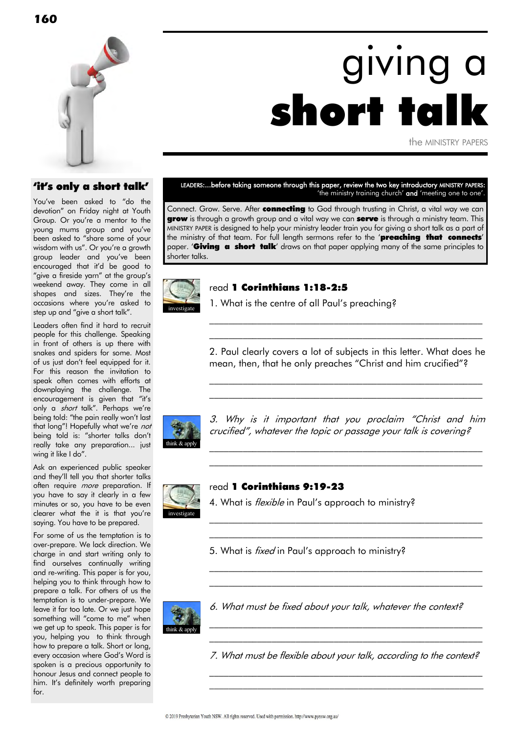# giving a **short talk**

the MINISTRY PAPERS

## 'it's only a short talk'

You've been asked to "do the devotion" on Friday night at Youth Group. Or you're a mentor to the young mums group and you've been asked to "share some of your wisdom with us". Or you're a growth group leader and you've been encouraged that it'd be good to "give a fireside yarn" at the group's weekend away. They come in all shapes and sizes. They're the occasions where you're asked to step up and "give a short talk".

Leaders often find it hard to recruit people for this challenge. Speaking in front of others is up there with snakes and spiders for some. Most of us just don't feel equipped for it. For this reason the invitation to speak often comes with efforts at downplaying the challenge. The encouragement is given that "it's only a *short* talk". Perhaps we're being told: "the pain really won't last that long"! Hopefully what we're *not* being told is: "shorter talks don't really take any preparation... just wing it like I do".

Ask an experienced public speaker and they'll tell you that shorter talks often require *more* preparation. If you have to say it clearly in a few minutes or so, you have to be even clearer what the it is that you're saying. You have to be prepared.

For some of us the temptation is to over-prepare. We lack direction. We charge in and start writing only to find ourselves continually writing and re-writing. This paper is for you, helping you to think through how to prepare a talk. For others of us the temptation is to under-prepare. We leave it far too late. Or we just hope something will "come to me" when we get up to speak. This paper is for you, helping you to think through how to prepare a talk. Short or long, every occasion where God's Word is spoken is a precious opportunity to honour Jesus and connect people to him. It's definitely worth preparing for.

LEADERS:...before taking someone through this paper, review the two key introductory MINISTRY PAPERS: 'the ministry training church' **and** 'meeting one to one'.

Connect. Grow. Serve. After **connecting** to God through trusting in Christ, a vital way we can **grow** is through a growth group and a vital way we can **serve** is through a ministry team. This MINISTRY PAPER is designed to help your ministry leader train you for giving a short talk as a part of the ministry of that team. For full length sermons refer to the '**preaching that connects**' paper. '**Giving a short talk**' draws on that paper applying many of the same principles to shorter talks.

investigate

read **1 Corinthians 1:18-2:5**

1. What is the centre of all Paul's preaching?

\_\_\_\_\_\_\_\_\_\_\_\_\_\_\_\_\_\_\_\_\_\_\_\_\_\_\_\_\_\_\_\_\_\_\_\_\_\_\_\_\_\_\_\_\_\_\_\_\_\_

\_\_\_\_\_\_\_\_\_\_\_\_\_\_\_\_\_\_\_\_\_\_\_\_\_\_\_\_\_\_\_\_\_\_\_\_\_\_\_\_\_\_\_\_\_\_\_\_\_\_

2. Paul clearly covers a lot of subjects in this letter. What does he mean, then, that he only preaches "Christ and him crucified"?

\_\_\_\_\_\_\_\_\_\_\_\_\_\_\_\_\_\_\_\_\_\_\_\_\_\_\_\_\_\_\_\_\_\_\_\_\_\_\_\_\_\_\_\_\_\_\_\_\_\_

\_\_\_\_\_\_\_\_\_\_\_\_\_\_\_\_\_\_\_\_\_\_\_\_\_\_\_\_\_\_\_\_\_\_\_\_\_\_\_\_\_\_\_\_\_\_\_\_\_\_

think & apply

*3. Why is it important that you proclaim "Christ and him crucified", whatever the topic or passage your talk is covering?*

\_\_\_\_\_\_\_\_\_\_\_\_\_\_\_\_\_\_\_\_\_\_\_\_\_\_\_\_\_\_\_\_\_\_\_\_\_\_\_\_\_\_\_\_\_\_\_\_\_\_

\_\_\_\_\_\_\_\_\_\_\_\_\_\_\_\_\_\_\_\_\_\_\_\_\_\_\_\_\_\_\_\_\_\_\_\_\_\_\_\_\_\_\_\_\_\_\_\_\_\_

investigate

read **1 Corinthians 9:19-23**

4. What is *flexible* in Paul's approach to ministry?

\_\_\_\_\_\_\_\_\_\_\_\_\_\_\_\_\_\_\_\_\_\_\_\_\_\_\_\_\_\_\_\_\_\_\_\_\_\_\_\_\_\_\_\_\_\_\_\_\_\_

\_\_\_\_\_\_\_\_\_\_\_\_\_\_\_\_\_\_\_\_\_\_\_\_\_\_\_\_\_\_\_\_\_\_\_\_\_\_\_\_\_\_\_\_\_\_\_\_\_\_

5. What is *fixed* in Paul's approach to ministry?

\_\_\_\_\_\_\_\_\_\_\_\_\_\_\_\_\_\_\_\_\_\_\_\_\_\_\_\_\_\_\_\_\_\_\_\_\_\_\_\_\_\_\_\_\_\_\_\_\_\_

\_\_\_\_\_\_\_\_\_\_\_\_\_\_\_\_\_\_\_\_\_\_\_\_\_\_\_\_\_\_\_\_\_\_\_\_\_\_\_\_\_\_\_\_\_\_\_\_\_\_

think & apply

*6. What must be fixed about your talk, whatever the context?*

\_\_\_\_\_\_\_\_\_\_\_\_\_\_\_\_\_\_\_\_\_\_\_\_\_\_\_\_\_\_\_\_\_\_\_\_\_\_\_\_\_\_\_\_\_\_\_\_\_\_

\_\_\_\_\_\_\_\_\_\_\_\_\_\_\_\_\_\_\_\_\_\_\_\_\_\_\_\_\_\_\_\_\_\_\_\_\_\_\_\_\_\_\_\_\_\_\_\_\_\_

*7. What must be flexible about your talk, according to the context?*

\_\_\_\_\_\_\_\_\_\_\_\_\_\_\_\_\_\_\_\_\_\_\_\_\_\_\_\_\_\_\_\_\_\_\_\_\_\_\_\_\_\_\_\_\_\_\_\_\_\_

\_\_\_\_\_\_\_\_\_\_\_\_\_\_\_\_\_\_\_\_\_\_\_\_\_\_\_\_\_\_\_\_\_\_\_\_\_\_\_\_\_\_\_\_\_\_\_\_\_\_

© 2019 Presbyterian Youth NSW. All rights reserved. Used with permission. http://www.pynsw.org.au/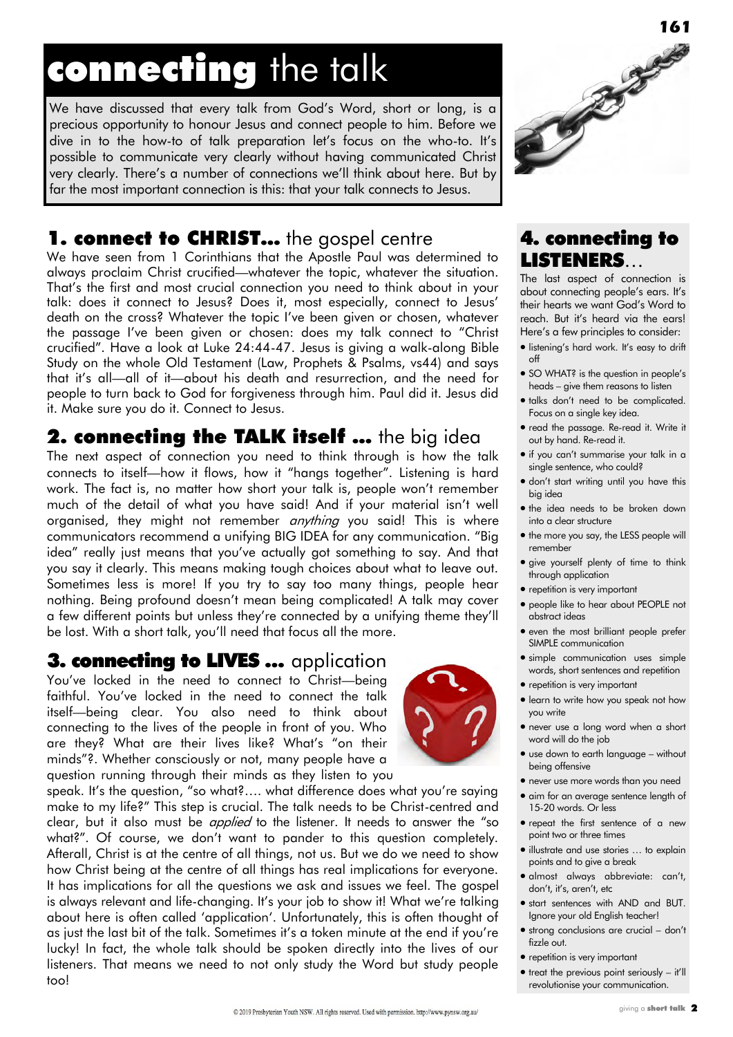# connecting the talk

We have discussed that every talk from God's Word, short or long, is a precious opportunity to honour Jesus and connect people to him. Before we dive in to the how-to of talk preparation let's focus on the who-to. It's possible to communicate very clearly without having communicated Christ very clearly. There's a number of connections we'll think about here. But by far the most important connection is this: that your talk connects to Jesus.

## 1. connect to CHRIST... the gospel centre

We have seen from 1 Corinthians that the Apostle Paul was determined to always proclaim Christ crucified—whatever the topic, whatever the situation. That's the first and most crucial connection you need to think about in your talk: does it connect to Jesus? Does it, most especially, connect to Jesus' death on the cross? Whatever the topic I've been given or chosen, whatever the passage I've been given or chosen: does my talk connect to "Christ crucified". Have a look at Luke 24:44-47. Jesus is giving a walk-along Bible Study on the whole Old Testament (Law, Prophets & Psalms, vs44) and says that it's all—all of it—about his death and resurrection, and the need for people to turn back to God for forgiveness through him. Paul did it. Jesus did it. Make sure you do it. Connect to Jesus.

## 2. connecting the TALK itself ... the big idea

The next aspect of connection you need to think through is how the talk connects to itself—how it flows, how it "hangs together". Listening is hard work. The fact is, no matter how short your talk is, people won't remember much of the detail of what you have said! And if your material isn't well organised, they might not remember *anything* you said! This is where communicators recommend a unifying BIG IDEA for any communication. "Big idea" really just means that you've actually got something to say. And that you say it clearly. This means making tough choices about what to leave out. Sometimes less is more! If you try to say too many things, people hear nothing. Being profound doesn't mean being complicated! A talk may cover a few different points but unless they're connected by a unifying theme they'll be lost. With a short talk, you'll need that focus all the more.

## 3. connecting to LIVES ... application

You've locked in the need to connect to Christ—being faithful. You've locked in the need to connect the talk itself—being clear. You also need to think about connecting to the lives of the people in front of you. Who are they? What are their lives like? What's "on their minds"?. Whether consciously or not, many people have a question running through their minds as they listen to you speak. It's the question, "so what?.... what difference does what you're saying make to my life?" This step is crucial. The talk needs to be Christ-centred and clear, but it also must be *applied* to the listener. It needs to answer the "so what?". Of course, we don't want to pander to this question completely. Afterall, Christ is at the centre of all things, not us. But we do need to show how Christ being at the centre of all things has real implications for everyone. It has implications for all the questions we ask and issues we feel. The gospel is always relevant and life-changing. It's your job to show it! What we're talking about here is often called 'application'. Unfortunately, this is often thought of as just the last bit of the talk. Sometimes it's a token minute at the end if you're lucky! In fact, the whole talk should be spoken directly into the lives of our listeners. That means we need to not only study the Word but study people too!

## 4. connecting to LISTENERS...

The last aspect of connection is about connecting people's ears. It's their hearts we want God's Word to reach. But it's heard via the ears! Here's a few principles to consider:

- listening's hard work. It's easy to drift off
- SO WHAT? is the question in people's heads – give them reasons to listen
- talks don't need to be complicated. Focus on a single key idea.
- read the passage. Re-read it. Write it out by hand. Re-read it.
- if you can't summarise your talk in a single sentence, who could?
- don't start writing until you have this big idea
- the idea needs to be broken down into a clear structure
- the more you say, the LESS people will remember
- give yourself plenty of time to think through application
- repetition is very important
- people like to hear about PEOPLE not abstract ideas
- even the most brilliant people prefer SIMPLE communication
- simple communication uses simple words, short sentences and repetition
- repetition is very important
- learn to write how you speak not how you write
- never use a long word when a short word will do the job
- use down to earth language – without being offensive
- never use more words than you need
- aim for an average sentence length of 15-20 words. Or less
- repeat the first sentence of a new point two or three times
- illustrate and use stories … to explain points and to give a break
- almost always abbreviate: can't, don't, it's, aren't, etc
- start sentences with AND and BUT. Ignore your old English teacher!
- strong conclusions are crucial – don't fizzle out.
- repetition is very important
- treat the previous point seriously – it'll revolutionise your communication.

© 2019 Presbyterian Youth NSW. All rights reserved. Used with permission. http://www.pynsw.org.au/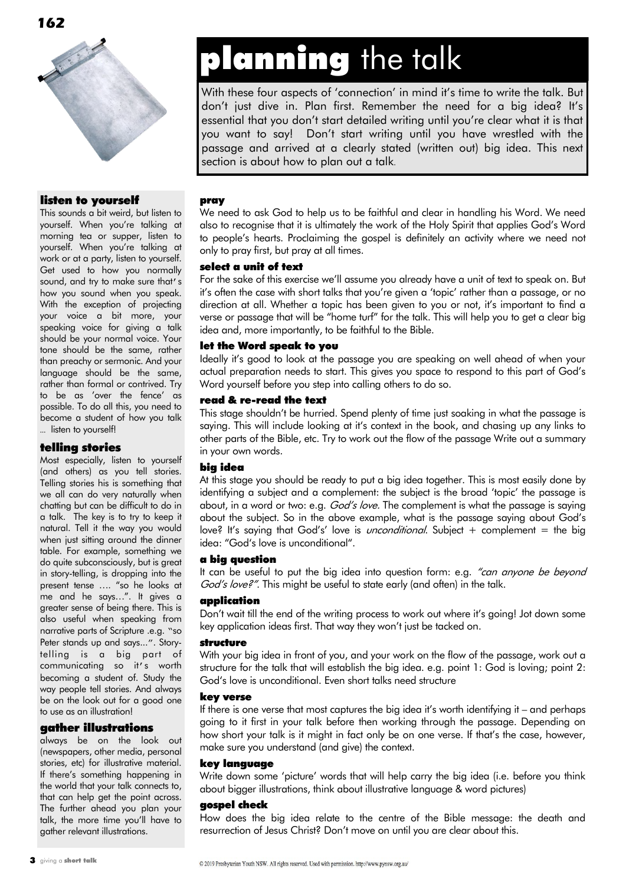# **planning** the talk

With these four aspects of 'connection' in mind it's time to write the talk. But don't just dive in. Plan first. Remember the need for a big idea? It's essential that you don't start detailed writing until you're clear what it is that you want to say! Don't start writing until you have wrestled with the passage and arrived at a clearly stated (written out) big idea. This next section is about how to plan out a talk.

### pray

We need to ask God to help us to be faithful and clear in handling his Word. We need also to recognise that it is ultimately the work of the Holy Spirit that applies God's Word to people's hearts. Proclaiming the gospel is definitely an activity where we need not only to pray first, but pray at all times.

### select a unit of text

For the sake of this exercise we'll assume you already have a unit of text to speak on. But it's often the case with short talks that you're given a 'topic' rather than a passage, or no direction at all. Whether a topic has been given to you or not, it's important to find a verse or passage that will be "home turf" for the talk. This will help you to get a clear big idea and, more importantly, to be faithful to the Bible.

### let the Word speak to you

Ideally it's good to look at the passage you are speaking on well ahead of when your actual preparation needs to start. This gives you space to respond to this part of God's Word yourself before you step into calling others to do so.

### read & re-read the text

This stage shouldn't be hurried. Spend plenty of time just soaking in what the passage is saying. This will include looking at it's context in the book, and chasing up any links to other parts of the Bible, etc. Try to work out the flow of the passage Write out a summary in your own words.

### big idea

At this stage you should be ready to put a big idea together. This is most easily done by identifying a subject and a complement: the subject is the broad 'topic' the passage is about, in a word or two: e.g. *God's love*. The complement is what the passage is saying about the subject. So in the above example, what is the passage saying about God's love? It's saying that God's' love is *unconditional*. Subject + complement = the big idea: "God's love is unconditional".

### a big question

It can be useful to put the big idea into question form: e.g. *"can anyone be beyond God's love?"*. This might be useful to state early (and often) in the talk.

### application

Don't wait till the end of the writing process to work out where it's going! Jot down some key application ideas first. That way they won't just be tacked on.

### structure

With your big idea in front of you, and your work on the flow of the passage, work out a structure for the talk that will establish the big idea. e.g. point 1: God is loving; point 2: God's love is unconditional. Even short talks need structure

### key verse

If there is one verse that most captures the big idea it's worth identifying it – and perhaps going to it first in your talk before then working through the passage. Depending on how short your talk is it might in fact only be on one verse. If that's the case, however, make sure you understand (and give) the context.

### key language

Write down some 'picture' words that will help carry the big idea (i.e. before you think about bigger illustrations, think about illustrative language & word pictures)

### gospel check

How does the big idea relate to the centre of the Bible message: the death and resurrection of Jesus Christ? Don't move on until you are clear about this.

### listen to yourself

This sounds a bit weird, but listen to yourself. When you're talking at morning tea or supper, listen to yourself. When you're talking at work or at a party, listen to yourself. Get used to how you normally sound, and try to make sure that's how you sound when you speak. With the exception of projecting your voice a bit more, your speaking voice for giving a talk should be your normal voice. Your tone should be the same, rather than preachy or sermonic. And your language should be the same, rather than formal or contrived. Try to be as 'over the fence' as possible. To do all this, you need to become a student of how you talk … listen to yourself!

### telling stories

Most especially, listen to yourself (and others) as you tell stories. Telling stories his is something that we all can do very naturally when chatting but can be difficult to do in a talk. The key is to try to keep it natural. Tell it the way you would when just sitting around the dinner table. For example, something we do quite subconsciously, but is great in story-telling, is dropping into the present tense …. "so he looks at me and he says…". It gives a greater sense of being there. This is also useful when speaking from narrative parts of Scripture .e.g. "so Peter stands up and says...". Story-telling is a big part of communicating so it's worth becoming a student of. Study the way people tell stories. And always be on the look out for a good one to use as an illustration!

### gather illustrations

always be on the look out (newspapers, other media, personal stories, etc) for illustrative material. If there's something happening in the world that your talk connects to, that can help get the point across. The further ahead you plan your talk, the more time you'll have to gather relevant illustrations.

© 2019 Presbyterian Youth NSW. All rights reserved. Used with permission. http://www.pynsw.org.au/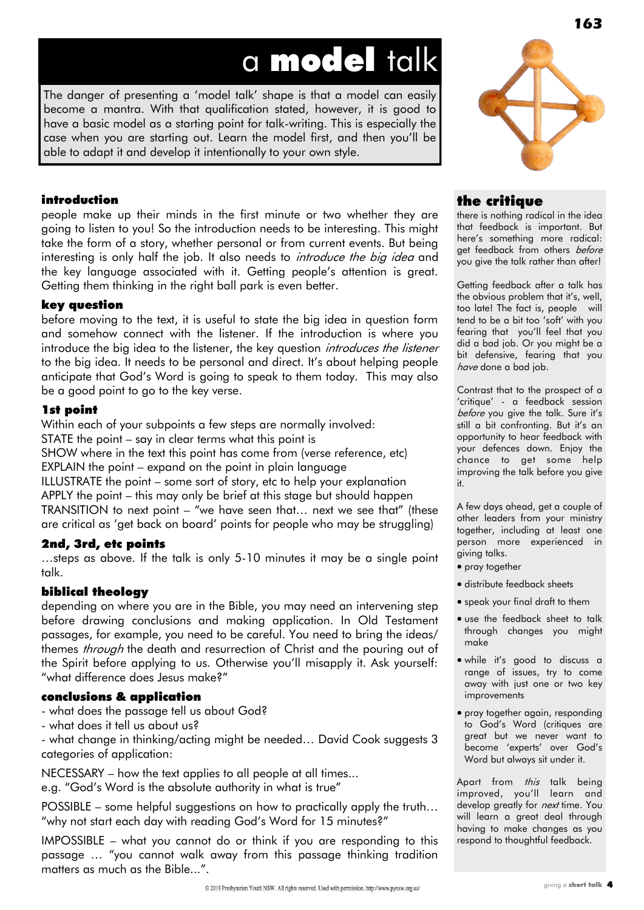# a **model** talk

The danger of presenting a 'model talk' shape is that a model can easily become a mantra. With that qualification stated, however, it is good to have a basic model as a starting point for talk-writing. This is especially the case when you are starting out. Learn the model first, and then you'll be able to adapt it and develop it intentionally to your own style.

### introduction

people make up their minds in the first minute or two whether they are going to listen to you! So the introduction needs to be interesting. This might take the form of a story, whether personal or from current events. But being interesting is only half the job. It also needs to *introduce the big idea* and the key language associated with it. Getting people's attention is great. Getting them thinking in the right ball park is even better.

### key question

before moving to the text, it is useful to state the big idea in question form and somehow connect with the listener. If the introduction is where you introduce the big idea to the listener, the key question *introduces the listener* to the big idea. It needs to be personal and direct. It's about helping people anticipate that God's Word is going to speak to them today. This may also be a good point to go to the key verse.

### 1st point

Within each of your subpoints a few steps are normally involved:
STATE the point – say in clear terms what this point is
SHOW where in the text this point has come from (verse reference, etc)
EXPLAIN the point – expand on the point in plain language
ILLUSTRATE the point – some sort of story, etc to help your explanation
APPLY the point – this may only be brief at this stage but should happen
TRANSITION to next point – "we have seen that… next we see that" (these are critical as 'get back on board' points for people who may be struggling)

### 2nd, 3rd, etc points

…steps as above. If the talk is only 5-10 minutes it may be a single point talk.

### biblical theology

depending on where you are in the Bible, you may need an intervening step before drawing conclusions and making application. In Old Testament passages, for example, you need to be careful. You need to bring the ideas/ themes *through* the death and resurrection of Christ and the pouring out of the Spirit before applying to us. Otherwise you'll misapply it. Ask yourself: "what difference does Jesus make?"

### conclusions & application

- what does the passage tell us about God?
- what does it tell us about us?
- what change in thinking/acting might be needed… David Cook suggests 3 categories of application:

NECESSARY – how the text applies to all people at all times…
e.g. "God's Word is the absolute authority in what is true"

POSSIBLE – some helpful suggestions on how to practically apply the truth… "why not start each day with reading God's Word for 15 minutes?"

IMPOSSIBLE – what you cannot do or think if you are responding to this passage … "you cannot walk away from this passage thinking tradition matters as much as the Bible…".

## the critique

there is nothing radical in the idea that feedback is important. But here's something more radical: get feedback from others *before* you give the talk rather than after!

Getting feedback after a talk has the obvious problem that it's, well, too late! The fact is, people will tend to be a bit too 'soft' with you fearing that you'll feel that you did a bad job. Or you might be a bit defensive, fearing that you *have* done a bad job.

Contrast that to the prospect of a 'critique' - a feedback session *before* you give the talk. Sure it's still a bit confronting. But it's an opportunity to hear feedback with your defences down. Enjoy the chance to get some help improving the talk before you give it.

A few days ahead, get a couple of other leaders from your ministry together, including at least one person more experienced in giving talks.

- pray together
- distribute feedback sheets
- speak your final draft to them
- use the feedback sheet to talk through changes you might make
- while it's good to discuss a range of issues, try to come away with just one or two key improvements
- pray together again, responding to God's Word (critiques are great but we never want to become 'experts' over God's Word but always sit under it.

Apart from *this* talk being improved, you'll learn and develop greatly for *next* time. You will learn a great deal through having to make changes as you respond to thoughtful feedback.

© 2019 Presbyterian Youth NSW. All rights reserved. Used with permission. http://www.pynsw.org.au/